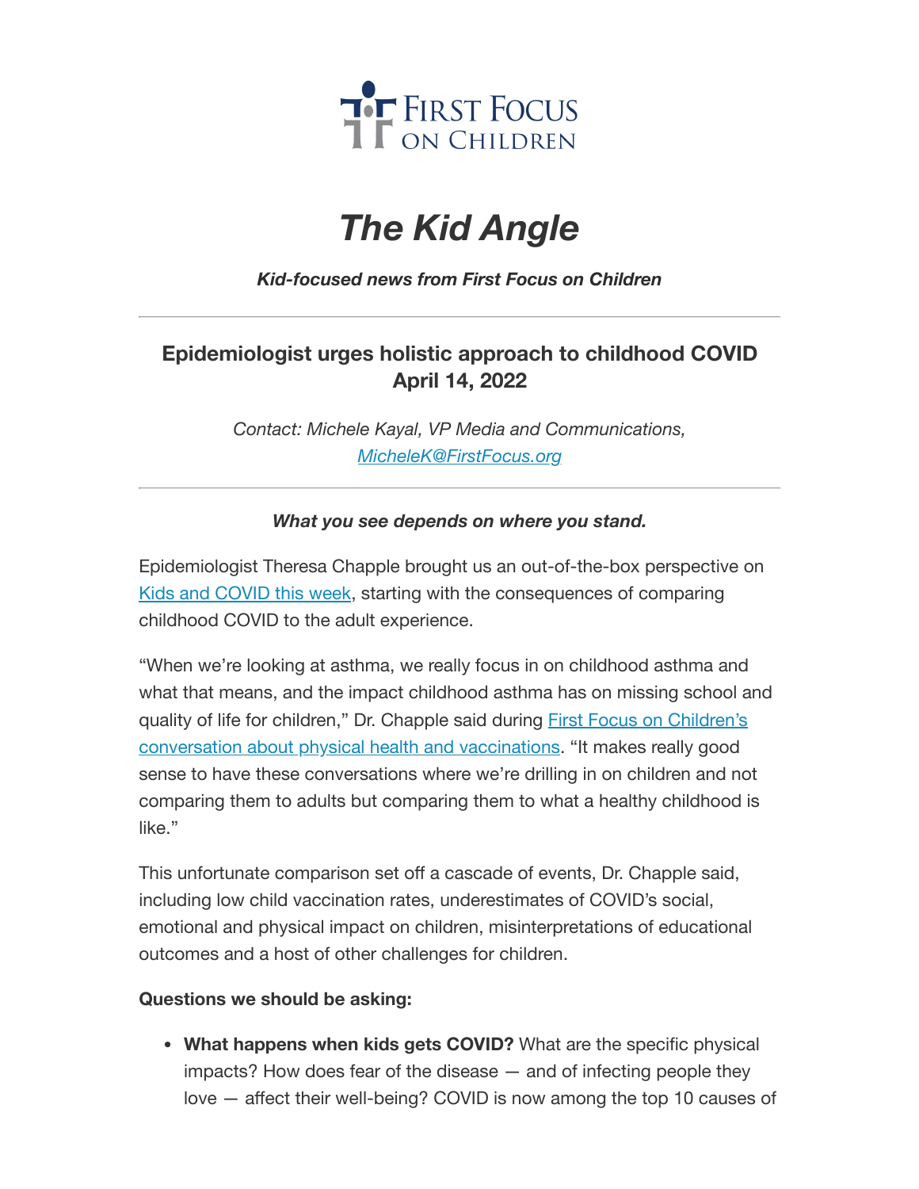FIRST FOCUS ON CHILDREN

# *The Kid Angle*

***Kid-focused news from First Focus on Children***

---

## Epidemiologist urges holistic approach to childhood COVID
## April 14, 2022

*Contact: Michele Kayal, VP Media and Communications, [MicheleK@FirstFocus.org](mailto:MicheleK@FirstFocus.org)*

---

***What you see depends on where you stand.***

Epidemiologist Theresa Chapple brought us an out-of-the-box perspective on [Kids and COVID this week](), starting with the consequences of comparing childhood COVID to the adult experience.

"When we're looking at asthma, we really focus in on childhood asthma and what that means, and the impact childhood asthma has on missing school and quality of life for children," Dr. Chapple said during [First Focus on Children's conversation about physical health and vaccinations](). "It makes really good sense to have these conversations where we're drilling in on children and not comparing them to adults but comparing them to what a healthy childhood is like."

This unfortunate comparison set off a cascade of events, Dr. Chapple said, including low child vaccination rates, underestimates of COVID's social, emotional and physical impact on children, misinterpretations of educational outcomes and a host of other challenges for children.

**Questions we should be asking:**

- **What happens when kids gets COVID?** What are the specific physical impacts? How does fear of the disease — and of infecting people they love — affect their well-being? COVID is now among the top 10 causes of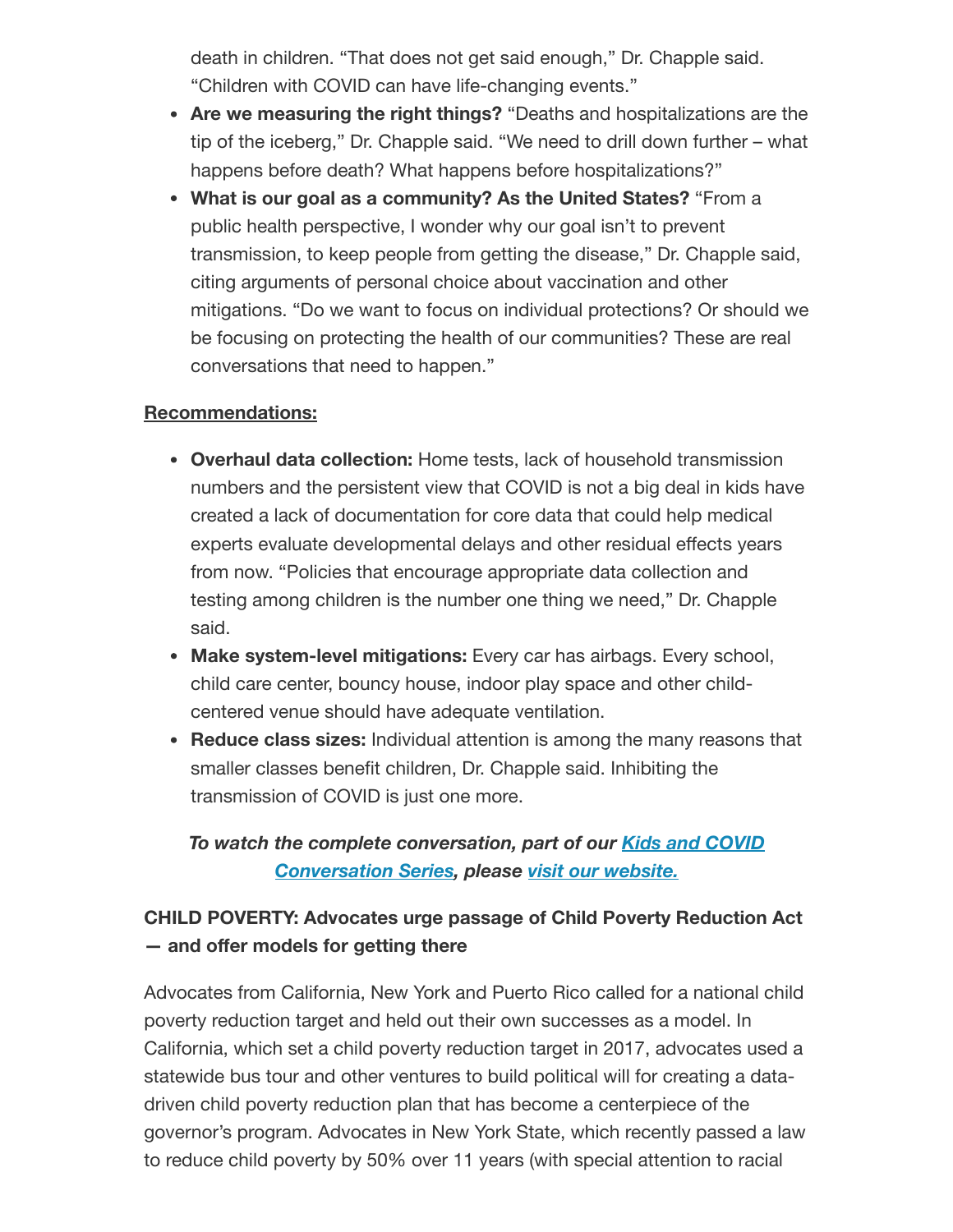death in children. "That does not get said enough," Dr. Chapple said. "Children with COVID can have life-changing events."

- **Are we measuring the right things?** "Deaths and hospitalizations are the tip of the iceberg," Dr. Chapple said. "We need to drill down further – what happens before death? What happens before hospitalizations?"
- **What is our goal as a community? As the United States?** "From a public health perspective, I wonder why our goal isn't to prevent transmission, to keep people from getting the disease," Dr. Chapple said, citing arguments of personal choice about vaccination and other mitigations. "Do we want to focus on individual protections? Or should we be focusing on protecting the health of our communities? These are real conversations that need to happen."

**Recommendations:**

- **Overhaul data collection:** Home tests, lack of household transmission numbers and the persistent view that COVID is not a big deal in kids have created a lack of documentation for core data that could help medical experts evaluate developmental delays and other residual effects years from now. "Policies that encourage appropriate data collection and testing among children is the number one thing we need," Dr. Chapple said.
- **Make system-level mitigations:** Every car has airbags. Every school, child care center, bouncy house, indoor play space and other child-centered venue should have adequate ventilation.
- **Reduce class sizes:** Individual attention is among the many reasons that smaller classes benefit children, Dr. Chapple said. Inhibiting the transmission of COVID is just one more.

***To watch the complete conversation, part of our [Kids and COVID Conversation Series](), please [visit our website.]()***

**CHILD POVERTY: Advocates urge passage of Child Poverty Reduction Act — and offer models for getting there**

Advocates from California, New York and Puerto Rico called for a national child poverty reduction target and held out their own successes as a model. In California, which set a child poverty reduction target in 2017, advocates used a statewide bus tour and other ventures to build political will for creating a data-driven child poverty reduction plan that has become a centerpiece of the governor's program. Advocates in New York State, which recently passed a law to reduce child poverty by 50% over 11 years (with special attention to racial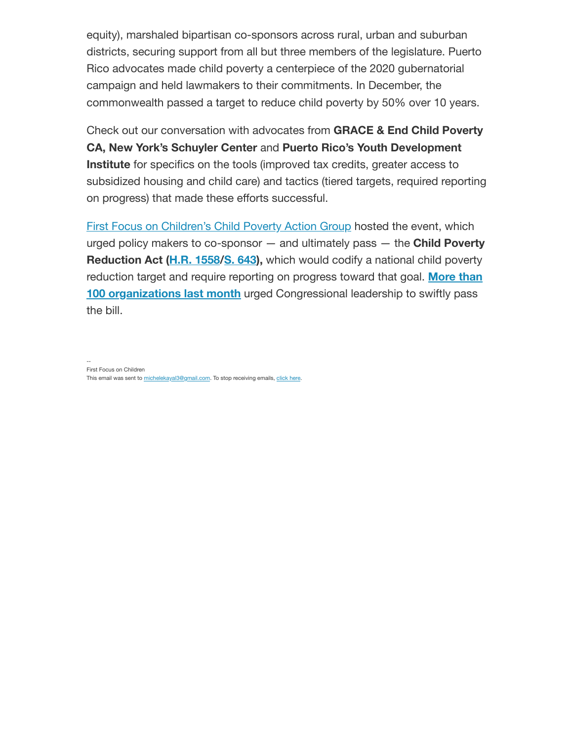equity), marshaled bipartisan co-sponsors across rural, urban and suburban districts, securing support from all but three members of the legislature. Puerto Rico advocates made child poverty a centerpiece of the 2020 gubernatorial campaign and held lawmakers to their commitments. In December, the commonwealth passed a target to reduce child poverty by 50% over 10 years.

Check out our conversation with advocates from **GRACE & End Child Poverty CA, New York's Schuyler Center** and **Puerto Rico's Youth Development Institute** for specifics on the tools (improved tax credits, greater access to subsidized housing and child care) and tactics (tiered targets, required reporting on progress) that made these efforts successful.

First Focus on Children's Child Poverty Action Group hosted the event, which urged policy makers to co-sponsor — and ultimately pass — the **Child Poverty Reduction Act (H.R. 1558/S. 643),** which would codify a national child poverty reduction target and require reporting on progress toward that goal. **More than 100 organizations last month** urged Congressional leadership to swiftly pass the bill.

--
First Focus on Children
This email was sent to michelekayal3@gmail.com. To stop receiving emails, click here.